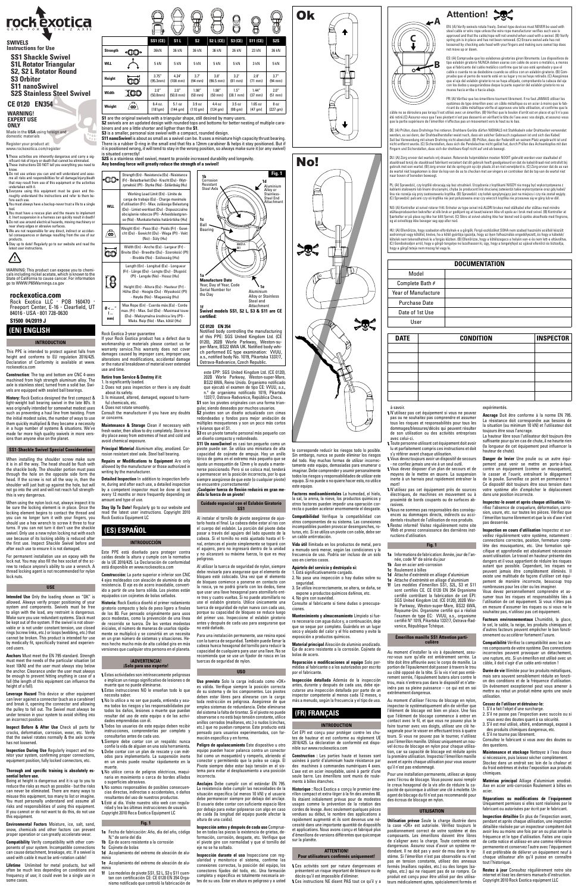# rock exotica

GEAR FOR THE Z AXIS

**SWIVELS**
**Instructions for Use**

## SS1 Shackle Swivel
## S1L Rotator Triangular
## S2, S2 L Rotator Round
## S3 Orbitor
## S11 nanoSwivel
## S2S Stainless Steel Swivel

**CE 0120 EN354**

**WARNING! EXPERT USE ONLY**

Made in the **USA** using foreign and domestic materials

Register your product at: www.rockexotica.com/register

- These activities are inherently dangerous and carry a significant risk of injury or death that cannot be eliminated.
- These instructions DO NOT tell you everything you need to know.
- Do not use unless you can and will understand and assume all risks and responsibilities for all damage/injury/death that may result from use of this equipment or the activities undertaken with it.
- Everyone using this equipment must be given and thoroughly understand the instructions and refer to them before each use.
- You must always have a backup-never trust a life to a single tool.
- You must have a rescue plan and the means to implement it. Inert suspension in a harness can quickly result in death!
- Do not use around electrical hazards, moving machinery or near sharp edges or abrasive surfaces.
- We are not responsible for any direct, indirect or accidental consequences or damage resulting from the use of our products.
- Stay up to date! Regularly go to our website and read the latest user instructions.

WARNING: This product can expose you to chemicals including nickel acetate, which is known to the State of California to cause cancer. For information go to WWW.P65Warnings.ca.gov

**rockexotica.com**
Rock Exotica LLC · POB 160470 · Freeport Center, E-16 · Clearfield, UT 84016 · USA · 801 728-0630

**S1500 04/2019 J**

| | SS1 (CE) | S1 L | S2 | S2 L (CE) | S3 (CE) | S11 (CE) | S2S |
|---|---|---|---|---|---|---|---|
| **Strength** | 36kN | 36 kN | 36 kN | 36 kN | 36 kN | 23 kN | 36 kN |
| **WLL** | 5 kN | 5 kN | 5 kN | 5 kN | 5 kN | 3 kN | 5 kN |
| **Height** | 3.75" (95.3mm) | 4.24" (108 mm) | 3.7" (94 mm) | 3.8" (96.5 mm) | 3.2" (81 mm) | 2.8" (71 mm) | 3.7" (94 mm) |
| **Width** | 2.0" (50.8mm) | 2.0" (50.8 mm) | 1.98" (50 mm) | 1.98" (50 mm) | 1.5" (38.1 mm) | 1.44" (37 mm) | 2.0" (51 mm) |
| **Weight** | 6.4 oz. (181gm) | 5.1 oz (144 gm) | 3.9 oz (110 gm) | 4.4 oz (124 gm) | 3.5 oz (99 gm) | 1.65 oz (47 gm) | 8 oz (227 gm) |

**S1** are the original swivels with a triangular shape, still desired by many users.
**S2** swivels are an updated design with rounded tops and bottoms for better nesting of multiple carabiners and are a little shorter and lighter than the **S1**.
**S3** is a smaller, personal size swivel with a compact, rounded design.
**S11 nanoSwivel** is about as small as a swivel can be. It uses a miniature high capacity thrust bearing. There is a rubber O-ring in the small end that fits a 12mm carabiner & helps it stay positioned. But if it is positioned wrong, it will tend to stay in the wrong position, so always make sure it (or any swivel) is situated correctly!
**S2S** is a stainless steel swivel, meant to provide increased durability and longevity.
**Any bending force will greatly reduce the strength of a swivel!**

| | |
|---|---|
| Strength | Strength (En) - Resistencia (Es) - Résistance (Fr) - Belastbarkeit (De) - Kracht (Du) - Wytrzymałość (Pl) - Styrke (No) - Szilárdság (Hu) |
| WLL | Working Load Limit (En) - Límite de carga de trabajo (Es) - Charge maximale d'utilisation (Fr) - Max. zulässige Belastung (De) - Limiet werklast (Du) - Dopuszczalne obciążenie robocze (Pl) - Arbeidsbelastningen (No) - Munkaterhelés határértéke (Hu) |
| Weight | Weight (En) - Peso (Es) - Poids (Fr) - Gewicht (De) - Gewicht (Du) - Waga (Pl) - Vekt (No) - Súly (Hu) |
| Width | Width (En) - Ancho (Es) - Largeur (Fr) - Breite (De) - Breedte (Du) - Szerokość (Pl) - Bredde (No) - Szélesség (Hu) |
| Length | Length (En) - Longitud (Es) - Longueur (Fr) - Länge (De) - Lengte (Du) - Długość (Pl) - Lengde (No) - Hossz (Hu) |
| Height | Height (En) - Altura (Es) - Hauteur (Fr) - Höhe (De) - Hoogte (Du) - Wysokość (Pl) - Høyde (No) - Magasság (Hu) |
| Ø < ... mm | Max Rope (En) - Cuerda máx.(Es) - Corde max. (Fr) - Max. Seil (De) - Maximaal touw (Du) - Maksymalna średnica liny (Pl) - Maks. Rop (No) - Max. kötél (Hu) |

**Fig. 1**

1a Manufacture Date Year, Day of Year, Code Serial Number for the Day
1b Corrosion Resistant Steel Axle
1c Ball Bearing
1d Aluminium Alloy or Stainless-Steel End Attachment
1e Aluminium Alloy or Stainless Steel end Attachment
1f

**Swivel models S1, S2 L, S3 & S11 are CE certified:**

**CE 0120 EN 354**
Notified body controlling the manufacturing of this PPE: SGS United Kingdom Ltd. (CE 0120), 202B Worle Parkway, Weston-super-Mare, BS22 6WA UK. Notified body which performed EC type examination: VVUU, a.s., notified body No. 1019, Pikartska 1337/7, Ostrava-Radvanice, Czech Republic.

## (EN) ENGLISH

### INTRODUCTION

This PPE is intended to protect against falls from height and conforms to EU regulation 2016/425. Declaration of Conformity is available at www.rockexotica.com

**Construction:** The top and bottom are CNC 4-axes machined from high strength aluminum alloy. The axle is stainless steel, turned from a solid bar. Swivels are equipped with sealed ball bearings.

**History:** Rock Exotica designed the first compact & light-weight ball bearing swivel in the late 80's. It was originally intended for somewhat modest uses such as preventing a haul line from twisting. From the initial modest sales, the number of ways to use them quickly multiplied & they became a necessity in a huge number of systems & situations. We've made far more high quality swivels in more versions than anyone else on the planet.

### SS1-Shackle Swivel Special Consideration

When installing the shoulder screw make sure it is in all the way. The head should be flush with the shackle body. The shoulder portion must pass through the hole on the opposite side from the head. If the screw is not all the way in, then the shoulder will just butt up against the hole, but will not go into the unit and will not reach full strength - this is very dangerous.

When using the nylon lock nut, always inspect it to be sure the locking element is in place. Once the locking element begins to contact the thread and you can no longer turn it with your fingers, you should use a hex wrench to screw it three to four turns. If you can not turn it don't use the shackle swivel. Only use a new nylon locking nut with each use because of its locking ability is reduced after the first use. Inspect Shackle Swivel before and after each use to ensure it is not damaged.

For permanent installation use an epoxy with the lock nut. You may also fill the hex socket of the screw to reduce anyone's ability to use a wrench. A thread locking agent is not recommended for nylon lock nuts.

### USE

**Intended Use** Only the loading shown as "OK" is allowed. Always verify proper positioning of your system and components. Swivels must be free to align with the load, any restraint is dangerous. Make sure you use redundant systems. Slack must be kept out of the system. If the swivel is not observable or is not under constant tension, use closed rings (screw links, etc.) or keep (webbing, etc.) that cannot be broken. This product is intended for use by medically fit, specifically trained and experienced users.

**Anchors** Must meet the EN 795 standard. Strength must meet the needs of the particular situation (at least 10kN) and the user must always stay below the anchor. Clearance under the user must always be enough to prevent hitting anything in case of a fall (the length of this equipment can influence the height of a fall).

**Leverage Hazard** This device or other equipment can lever against a connector (such as a carabiner) and break it, opening the connector and allowing the pulley to fall out. The Swivel must always be under tension in your system to avoid shifting into an incorrect position.

**Inspect Before & After Use** Check all parts for cracks, deformation, corrosion, wear, etc. Verify that the swivel rotates normally & the axle screw has not loosened.

**Inspection During Use** Regularly inspect and monitor your system, confirming proper connections, equipment position, fully locked connectors, etc.

**Thorough and specific training is absolutely essential before use.**
Being at height is dangerous and it is up to you to reduce the risks as much as possible - but the risks can never be eliminated. There are many ways to misuse this equipment, too many to list or imagine. You must personally understand and assume all risks and responsibilities of using this equipment. If you cannot or do not want to do this, do not use this equipment.

**Environmental Factors** Moisture, ice, salt, sand, snow, chemicals and other factors can prevent proper operation or can greatly accelerate wear.

**Compatibility** Verify compatibility with other components of your system. Incompatible connections can cause detachment, breakage, etc. If a swivel is used with cable it must be anti-rotation cable!

**Lifetime** Unlimited for metal products, but will often be much less depending on conditions and frequency of use; it could even be a single use in some cases.

Rock Exotica 3-year guarantee
If your Rock Exotica product has a defect due to workmanship or materials please contact us for warranty service. This warranty does not cover damages caused by improper care, improper use, alterations and modifications, accidental damage or the natural breakdown of material over extended use and time.

**Retire from Service & Destroy if it:**
1. Is significantly loaded.
2. Does not pass inspection or there is any doubt about its safety.
3. Is misused, altered, damaged, exposed to harmful chemicals, etc.
4. Does not rotate smoothly.
Consult the manufacturer if you have any doubts or concerns.

**Maintenance & Storage** Clean if necessary with fresh water, then allow to dry completely. Store in a dry place away from extremes of heat and cold and avoid chemical exposure.

**Principal Material** Aluminum alloy, anodized. Corrosion resistant steel axle. Steel ball bearing.

**Repairs or Modifications to Equipment** Are only allowed by the manufacturer or those authorized in writing by the manufacturer.

**Detailed Inspection** In addition to inspection before, during and after each use, a detailed inspection by a competent inspector must be done at least every 12 months or more frequently depending on amount and type of use.

**Stay Up To Date!** Regularly go to our website and read the latest user instructions. Copyright 2010 Rock Exotica Equipment LC

## (ES) ESPAÑOL

### INTRODUCCIÓN

Este PPE está diseñado para proteger contra caídas desde la altura y cumple con la normativa de la UE 2016/425. La Declaración de conformidad está disponible en www.rockexotica.com

**Construcción:** La parte superior e inferior son CNC 4 ejes moldeados con aleación de aluminio de alta resistencia. El eje es de acero inoxidable, convertido a partir de una barra sólida. Los pivotes están equipados con cojinetes de bolas sellados.

**Historia:** Rock Exotica diseñó el primer rodamiento giratorio compacto y bola de peso ligero a finales de los 80. Fue pensado originalmente para usos poco modestas, como la prevención de una línea de recorrido se tuerza. De las ventas modestas iniciales, el número de maneras de usarlos rápidamente se multiplicó y se convirtió en un necesita en un gran número de sistemas y situaciones. Hemos hecho mucho más de alta calidad gira en más versiones que cualquier otra persona en el planeta.

### ¡ADVERTENCIA! ¡Sólo para uso experto!

- Estas actividades son intrínsecamente peligrosas e implican un riesgo significativo de lesiones o de muerte que no puede eliminarse.
- Estas instrucciones NO le enseñan todo lo que necesita saber.
- No lo utilice a no ser que pueda, entienda y asuma todos los riesgos y las responsabilidades por todos los daños, lesiones o muerte que puedan resultar del uso de este equipo o de las actividades emprendidas con él.
- Todos los usuarios de este equipo deben recibir instrucciones, comprenderlas por completo y consultarlas antes de cada uso.
- Siempre debe contar con un respaldo: nunca confíe la vida de alguien en una sola herramienta.
- Debe contar con un plan de rescate y con métodos para implementarlo. La suspensión inerte en un arnés puede resultar rápidamente en la muerte.
- No utilice cerca de peligros eléctricos, maquinaria en movimiento o cerca de bordes afilados o superficies abrasivas.
- No somos responsables de posibles consecuencias directas, indirectas o accidentales, o daños resultantes del uso de nuestros productos.
- Esté al día. Visite nuestro sitio web con regularidad y lea las últimas instrucciones de usuario.
Copyright 2010 Rock Exotica Equipment LC

**Fig. 1**

**1a** Fecha de fabricación: Año, día del año, código N.º de serie del día
**1b** Eje de acero resistente a la corrosión
**1c** Cojinete de bolas
**1d** Acoplamiento del extremo de aleación de aluminio
**1e** Acoplamiento del extremo de aleación de aluminio
**1f** Los modelos de pivote S1, S2 L, S3 y S11 cuentan con certificación CE: CE 0120 EN 354 Organismo notificado que controló la fabricación de este EPP: SGS United Kingdom Ltd. (CE 0120), 202B Worle Parkway, Weston-super-Mare, BS22 6WA, Reino Unido. Organismo notificado que ejecutó el examen de tipo CE: VVUU, a.s., n.º de organismo notificado 1019, Pikartska 1337/7, Ostrava-Radvanice, República Checa.

**S1** son los pivotes originales con una forma triangular, siendo deseados por muchos usuarios.
**S2** pivotes son un diseño actualizado con cimas redondeadas y fondos para mejor anidación de múltiples mosquetones y son un poco más cortos y livianos que el S1.
**S3** es un pivote tamaño personal más pequeño con un diseño compacto y redondeado.
**S11 Un nanoSwivel** es casi tan pequeño como un pivote puede ser. Se utiliza uno miniatura de alta capacidad de empuje. Hay un anillo O-tórico de goma en el extremo más pequeño que se ajusta un mosquetón de 12mm y le ayuda a mantenerse posicionado. Pero si se coloca mal, tenderá a permanecer en la posición incorrecta, por lo que siempre asegúrese de que éste (o cualquier pivote) se encuentre ¡correctamente!
**¡Cualquier fuerza de flexión reducirá en gran medida la fuerza de un pivote!**

### Cuidado especial con el Eslabón Giratorio SS1

Al instalar el tornillo de pivote asegúrese de ajustarlo hasta el final. La cabeza debe estar al ras con el cuerpo del eslabón. La porción del pivote debe pasar a través del agujero del lado opuesto de la cabeza. Si el tornillo no está ajustado hasta el final, entonces el pivote simplemente se topará con el agujero, pero no ingresará dentro de la unidad y no alcanzará su máxima fuerza, lo que es muy peligroso.

Al utilizar la tuerca de seguridad de nylon, siempre debe revisarla para asegurarse que el elemento de bloqueo esté colocado. Una vez que el elemento de bloqueo comience a ponerse en contacto con la rosca, ya no podrá girarlo con los dedos, tiene que usar una llave hexagonal para atornillarlo entre tres y cuatro vueltas. Si no puede atornillarlo no use el eslabón giratorio. Utilice únicamente una tuerca de seguridad de nylon nueva con cada uso, porque su capacidad de bloqueo se reduce luego del primer uso. Inspeccione el eslabón giratorio antes y después de cada uso para asegurarse que no esté dañado.

Para una instalación permanente, use resina epoxi con la tuerca de seguridad. También puede llenar la cabeza hueca hexagonal del tornillo para reducir la capacidad de cualquiera para usar una llave. No se recomienda que se use un fijador de rosca en las tuercas de seguridad de nylon.

### USO

**Uso previsto** Solo la carga indicada como «OK» es válida. Verifique siempre la posición correcta de su sistema y de los componentes. Los pivotes deben estar libres para alinearse con la carga: toda restricción es peligrosa. Asegúrese de que emplea sistemas de redundancia. Debe eliminarse del sistema la falta de tirantez. Si el pivote no puede observarse o no está bajo tensión constante, utilice anillos cerrados (mallones, etc.) o nudos (cinchas, etc.) que no puedan romperse. Este producto está pensado para usuarios experimentados, con formación específica y en forma.

**Peligro de apalancamiento** Este dispositivo u otro equipo pueden hacer palanca contra un conector (tal como un mosquetón) y romperlo, abriendo el conector y permitiendo que la polea se caiga. El Pivote siempre debe estar bajo tensión en el sistema para evitar el desplazamiento a una posición incorrecta.

**Anclajes** Debe cumplir con el estándar EN 795. La resistencia debe cumplir las necesidades de la situación específica (al menos 10 kN) y el usuario debe permanecer siempre por debajo del anclaje. El usuario debe contar con suficiente espacio libre por debajo para evitar golpearse con algo en caso de caída (la longitud del equipo puede afectar la altura de una caída).

**Inspección antes y después de cada uso** Compruebe todas las piezas la existencia de grietas, deformación, corrosión, desgaste, etc. Verifique que el pivote gire con normalidad y que el tornillo del eje no se ha soltado.

**Inspección durante el uso** Inspeccione con regularidad y monitorice el sistema, confirme las conexiones correctas, la posición del equipo, los conectores fijados del todo, etc. Una formación completa y específica es totalmente necesaria antes de su uso. Estar en altura es peligroso y a usted le corresponde reducir los riesgos todo lo posible. Sin embargo, nunca se pueden eliminar los riesgos del todo. Hay muchas formas de utilizar incorrectamente este equipo, demasiadas para enumerar o imaginar. Debe comprender y asumir personalmente todos los riesgos y responsabilidades de utilizar este equipo. Si no puede o no quiere hacer esto, no utilice este equipo.

**Factores medioambientales** La humedad, el hielo, la sal, la arena, la nieve, los productos químicos y otros factores pueden impedir una operación correcta o pueden acelerar enormemente el desgaste.

**Compatibilidad** Verifique la compatibilidad con otros componentes de su sistema. Las conexiones incompatibles pueden provocar desenganches, roturas, etc. Si se utiliza un pivote con cable, debe ser un cable antirrotación.

**Vida útil** Ilimitada en los productos de metal, pero a menudo será menor, según las condiciones y la frecuencia de uso. Podría ser incluso de un solo uso en ciertos casos.

**Apártelo del servicio y destrúyalo si:**
1. Está significativamente cargado.
2. No pasa una inspección o hay dudas sobre su seguridad.
3. Se utiliza incorrectamente, se altera, se daña, se expone a productos químicos dañinos, etc.
4. No gira con suavidad.
Consulte al fabricante si tiene dudas o preocupaciones.

**Mantenimiento y almacenamiento** Límpielo si fuera necesario con agua dulce y, a continuación, deje que se seque por completo. Guárdelo en un lugar seco y alejado del calor y el frío extremo y evite la exposición a productos químicos.

**Material principal** Aleación de aluminio anodizado. Eje de acero resistente a la corrosión. Cojinete de bolas de acero.

**Reparación o modificaciones al equipo** Solo permitidas al fabricante o a los autorizados por escrito por el fabricante.

**Inspección detallada** Además de la inspección antes, durante y después de cada uso, debe ejecutarse una inspección detallada por parte de un inspector competente al menos cada 12 meses, o más a menudo, según la frecuencia y el tipo de uso.

## (FR) FRANÇAIS

### INTRODUCTION

Cet EPI est conçu pour protéger contre les chutes de hauteur et est conforme au règlement UE 2016/425. La déclaration de conformité est disponible sur www.rockexotica.com

**Construction :** Les parties haute et basses sont usinées à partir d'aluminium haute résistance par des machines à commandes numériques 4 axes. L'axe est en acier inoxydable, usiné à partir d'une seule barre. Les émerillons sont munis de roulements à billes étanches.

**Historique :** Rock Exotica a conçu le premier émerillon compact et ultra-léger à la fin des années 80. Ils étaient initialement prévus pour de modestes usages comme la prévention de la rotation des cordes de levage. Avec seulement quelques pièces vendues au début, le nombre des applications a rapidement augmenté et ils sont devenus une nécessité dans une importante quantité de dispositifs et applications. Nous avons conçu et fabriqué plus d'émerillons de versions différentes que quiconque sur la planète.

### ATTENTION! Pour utilisateurs confirmés uniquement!

- Ces activités sont par nature dangereuses et présentent un risque important de blessure ou de décès qu'il est impossible d'éliminer.
- Ces instructions NE disent PAS tout ce qu'il y a à savoir.
- N'utilisez pas cet équipement si vous ne pouvez pas ou ne souhaitez pas comprendre et assumer tous les risques et responsabilités pour tous les dommages/blessures/décès qui peuvent résulter de son utilisation ou des activités entreprises avec celui-ci.
- Toute personne utilisant cet équipement doit avoir lu et parfaitement compris ces instructions et doit s'y référer avant chaque utilisation.
- Vous devez toujours avoir un dispositif de secours - ne confiez jamais une vie à un seul outil.
- Vous devez disposer d'un plan de secours et de moyens de le mettre en œuvre. La suspension inerte à un harnais peut rapidement entraîner la mort.
- N'utilisez pas cet équipement près de dangers électriques, de machines en mouvement ou à proximité de bords coupants ou de surfaces abrasives.
- Nous ne sommes pas responsables des conséquences ou dommages directs, indirects ou accidentels résultant de l'utilisation de nos produits.
- Restez informé! Visitez régulièrement notre site Web et prenez connaissance des dernières instructions d'utilisation.

**Fig. 1**

**1a** Informations de fabrication: Année, jour de l'année, code N° de série du jour
**1b** Axe en acier anti-corrosion
**1c** Roulement à billes
**1d** Attache d'extrémité en alliage d'aluminium
**1e** Attache d'extrémité en alliage d'aluminium
**1f** Les modèles d'émerillon S1, S2L, S3 et S11 sont certifiés CE. CE 0120 EN 354 Organisme certifié contrôlant la fabrication de cet EPI: SGS United Kingdom Ltd. (CE 0120), 202B Worle Parkway, Weston-super-Mare, BS22 6WA, Royaume-Uni. Organisme certifié qui a réalisé l'examen de type EC : VVUU, a.s., organisme certifié N° 1019, Pikartska 1337/7, Ostrava-Radvanice, République Tchèque.

### Émerillon manille SS1 Attention particulière

Au moment d'installer la vis à épaulement, assurez-vous que qu'elle est entièrement serrée. La tête doit être affleurée avec le corps de manille. La portion de l'épaulement doit passer à travers le trou au côté opposé de la tête. Si la vis n'est pas entièrement serrée, l'épaulement butera alors contre le trou, mais n'entrera pas dans le dispositif et n'atteindra pas sa pleine puissance – ce qui est en soi extrêmement dangereux.

Au moment d'utiliser l'écrou de blocage en nylon, inspectez-le systématiquement afin de vérifier que l'élément de blocage est bien en place. Une fois que l'élément de blocage commence à entrer en contact avec le fil, et que vous ne pouvez plus le faire tourner avec vos doigts, utilisez une clé hexagonale pour le visser en effectuant trois à quatre tours. Si vous ne pouvez pas le tourner, n'utilisez pas l'émerillon manille. Utilisez uniquement un nouvel écrou de blocage en nylon pour chaque utilisation, car sa capacité de blocage est réduite après la première utilisation. Inspectez l'émerillon manille avant et après chaque utilisation pour vous assurer qu'il n'est pas endommagé.

Pour une installation permanente, utilisez un époxy avec l'écrou de blocage. Vous pouvez aussi remplir le creux hexagonal de la vis afin de réduire la capacité de quiconque à utiliser une clé à molette. Un agent de blocage du fil n'est pas recommandé pour des écrous de blocage en nylon.

### UTILISATION

**Utilisation prévue** Seule la charge illustrée dans la case «OK» est autorisée. Vérifiez toujours le positionnement correct de votre système et des composants. Les émerillons doivent être libres de s'aligner avec la charge. Toute contrainte est dangereuse. Assurez-vous d'avoir un système redondant. Il ne doit pas y avoir de mou dans le système. Si l'émerillon n'est pas observable ou n'est pas en tension constante, utilisez des anneaux fermés (maillons rapides, etc.) ou des longes (sangles, etc.) qui ne risquent pas de se rompre. Ce produit est conçu pour être utilisé par des utilisateurs médicalement aptes, spécialement formés et expérimentés.

**Ancrage** Doit être conforme à la norme EN 795. La résistance doit correspondre aux besoins de la situation (au minimum 10 kN) et l'utilisateur doit toujours être sous l'ancrage.
La hauteur libre sous l'utilisateur doit toujours être suffisante pour qu'en cas de chute, il ne heurte rien (la longueur de cet équipement peut influencer la hauteur de chute).

**Danger de levier** Une poulie ou un autre équipement peut venir se mettre en porte-à-faux contre un équipement (comme un mousqueton), le casser et l'ouvrir, entraînant le dégagement de la poulie. Surveillez ce point en permanence ! Ce dispositif doit toujours être sous tension dans votre système afin d'empêcher le déplacement dans une position incorrecte.

**Inspectez-le avant et après chaque utilisation.** Vérifier l'absence de craquelure, déformation, corrosion, usure, etc. sur toutes les pièces. Vérifiez que l'émerillon tourne librement et que la vis d'axe n'est pas desserrée.

**Inspection en cours d'utilisation** Inspectez et surveillez régulièrement votre système, notamment : connections correctes, position, fermeture complète des mousquetons, etc. Une formation spécifique et approfondie est absolument nécessaire avant utilisation. Le travail en hauteur présente des dangers et il vous appartient de réduire les risques autant que possible. Cependant, les risques ne peuvent jamais être complètement éliminés. Il existe une multitude de façons d'utiliser cet équipement de manière incorrecte, beaucoup trop nombreuses pour les citer ou les imaginer.
Vous devez personnellement comprendre et assumer tous les risques et responsabilités liés à l'utilisation de cet équipement. Si vous n'êtes pas en mesure d'assumer les risques ou si vous ne le souhaitez pas, n'utilisez pas cet équipement.

**Facteurs environnementaux** L'humidité, la glace, le sel, le sable, la neige, les produits chimiques et d'autres facteurs peuvent empêcher le bon fonctionnement ou accélérer fortement l'usure.

**Compatibilité** Vérifiez la compatibilité avec les autres composants de votre système. Des connections incorrectes peuvent provoquer un détachement, une rupture, etc. Si un émerillon est utilisé avec un câble, il doit s'agir d'un câble anti-rotation!

**Durée de vie** Illimitée pour les produits métalliques, mais sera souvent sensiblement réduite en fonction des conditions et de la fréquence d'utilisation. Un événement exceptionnel peut vous amener à mettre au rebut un produit même après une seule utilisation.

**Cessez de l'utiliser et détruisez-le:**
1. S'il a fait l'objet d'une surcharge.
2. S'il ne passe pas l'inspection avec succès ou si vous avez des doutes quant à sa sécurité.
3. S'il est mal utilisé, altéré, endommagé, exposé à des produits chimiques dangereux, etc.
4. S'il ne tourne pas librement.
Consultez le fabricant si vous avez des doutes ou des questions.

**Maintenance et stockage** Nettoyez à l'eau douce si nécessaire, puis laissez sécher complètement. Stockez dans un endroit sec loin de la chaleur et du froid extrêmes et évitez l'exposition aux produits chimiques.

**Matériau principal** Alliage d'aluminium anodisé. Axe en acier anti-corrosion Roulement à billes en acier.

**Réparations ou modifications de l'équipement** Uniquement permises si elles sont réalisées par le fabricant ou autorisées par écrit par le fabricant.

**Inspection détaillée** En plus de l'inspection avant, pendant et après chaque utilisation, une inspection détaillée réalisée par un inspecteur compétent doit être faite au moins une fois par an ou plus selon la fréquence et le type d'utilisation. Faites une copie de cette notice et utilisez-en une comme référence permanente et conservez l'autre avec l'équipement. Il est préférable de délivrer un équipement neuf à chaque utilisateur afin qu'il puisse en connaître tout l'historique.

**Restez à jour** Consultez régulièrement notre site internet et lisez les derniers manuels d'instruction. Copyright 2010 Rock Exotica Equipment LC

# Ok

# No!

# Attention!

EN: (A) Verify swivels rotate freely. Swivel-type devices must NEVER be used with steel cable or wire rope unless the wire rope manufacturer verifies such use is approved and that the cable/rope will not unwind when used with a swivel. (B) Verify spring pin is in place and has not been removed. (C) Ensure swivel axle has not loosened by checking axle head with your fingers and making sure swivel top does not move up or down.

ES: (A) Compruebe que los eslabones giratorios giran libremente. Los dispositivos de tipo eslabón giratorio NUNCA deben usarse con cable de acero o metálico, a menos que el fabricante del cable metálico confirme que tal uso está aprobado y que el cable o cuerda no se desdoblara cuando se utilice con un eslabón giratorio. (B) Compruebe que el perno de resorte esté en su lugar y no se haya retirado. (C) Asegúrese que el eje del eslabón giratorio no se haya aflojado, comprobando la cabeza del eje con los dedos y asegurándose deque la parte superior del eslabón giratorio no se mueva hacia arriba o hacia abajo.

FR: (A) Vérifiez que les émerillons tournent librement. Il ne faut JAMAIS utiliser les systèmes de type émerillon avec un câble métallique ou en acier à moins que le fabricant de câble métallique vérifie et approuve une telle utilisation, et confirme que le câble ne se déroulera pas lorsqu'il est utilisé avec un émerillon. (B) Vérifiez que le goujon d'arrêt est en place et qu'il n'a pas été retiré.(C) Assurez-vous que l'axe pivotant n'est pas desserré en vérifiant la tête de l'axe avec vos doigts, et assurez-vous que la partie supérieure de l'émerillon n'effectue pas un mouvement vers le haut ou le bas.

DE: (A) Prüfen, dass Drehringe frei rotieren. Drehbare Geräte dürfen NIEMALS mit Stahlkabeln oder Drahtseilen verwendet werden, es sei denn, der Drahtseilhersteller weist nach, dass ein solcher Gebrauch zugelassen ist und sich das Kabel/Seil bei Verwendung mit einem Drehring nicht abwickelt. (B) Prüfen, dass der Federstift an seinem Platz angebracht ist und nicht entfernt wurde. (C) Sicherstellen, dass sich die Pendelachse nicht gelöst hat, durch Prüfen des Achsenkopfes mit den Fingern und Sicherstellen, dass sich der drehbare Kopf nicht auf und ab bewegt.

DU: (A) Zorg ervoor dat wartels vrij draaien. Roterende hulpmiddelen moeten NOOIT gebruikt worden voor staalkabel of staaldraad tenzij de staaldraad fabrikant verzekert dat dit gebruik heeft goedgekeurd en dat de kabel/draad niet ontrafelt bij gebruik met een wartel. (B) Zorg ervoor dat de spring-pin op zijn plaats zit en niet verwijderd is. (C) Zorg ervoor dat de as van de wartel niet losgekomen is door de kop van de as te checken met uw vingers en controleer dat de top van de wartel niet naar boven of beneden beweegt.

PL: (A) Sprawdzić, czy krętliki obracają się bez utrudnień. Urządzenia z krętlikami NIGDY nie mogą być wykorzystywane z kablami stalowymi lub linami drucianymi, chyba że producent lin drucianych zatwierdził takie wykorzystanie oraz gdy kabel/lina nie rozwija się przy zastosowaniu krętlika. (B) Sprawdzić czy kołek sprężynujący jest na miejscu i czy nie został wyjęty. (C) Sprawdzić palcami czy oś krętlika nie jest poluzowana oraz czy wierzch krętlika nie porusza się w górę lub w dół.

NO: (A) Kontroller at svivel roterer fritt. Enheter av type svivel må ALDRI brukes med stålkabel eller ståltau med mindre ståltauprodusenten bekrefter at slik bruk er godkjent og at tauet/wieren ikke vil spole av i bruk med svivel. (B) Kontroller at fjærbolter er på plass og ikke har blitt fjernet. (C) Sikre at svivel-akslin g ikke har løsnet ved å sjekke akselhode med fingrene, og at sveiveltopp ikke beveger seg opp eller ned.

HU: (A) Ellenőrizze, hogy szabadon elfordulnak-e a görgők. Forgó eszközöket SOHA nem szabad használni acélból készült sodronnyal vagy kötéllel, kivéve, ha a kötél gyártója igazolja, hogy az ilyen felhasználás engedélyezett, és hogy a kábelek/kötelek nem tekerednek le a forgás közben. (B) Ellenőrizze, hogy a kötőcsapszeg a helyén van-e és nem lett-e eltávolítva. (C) Gondoskodjon arról, hogy a görgő-tengelye ne lazuljhasson ki, úgy, hogy a tengelyfejet az ujjával ellenőrzi és biztosítja, hogy a görgő teteje nem mozog fel vagy le.

## DOCUMENTATION

| | |
|---|---|
| Model | |
| Complete Bath # | |
| Year of Manufacture | |
| Purchase Date | |
| Date of 1st Use | |
| User | |

| DATE | CONDITION | INSPECTOR |
|---|---|---|
| | | |
| | | |
| | | |
| | | |
| | | |
| | | |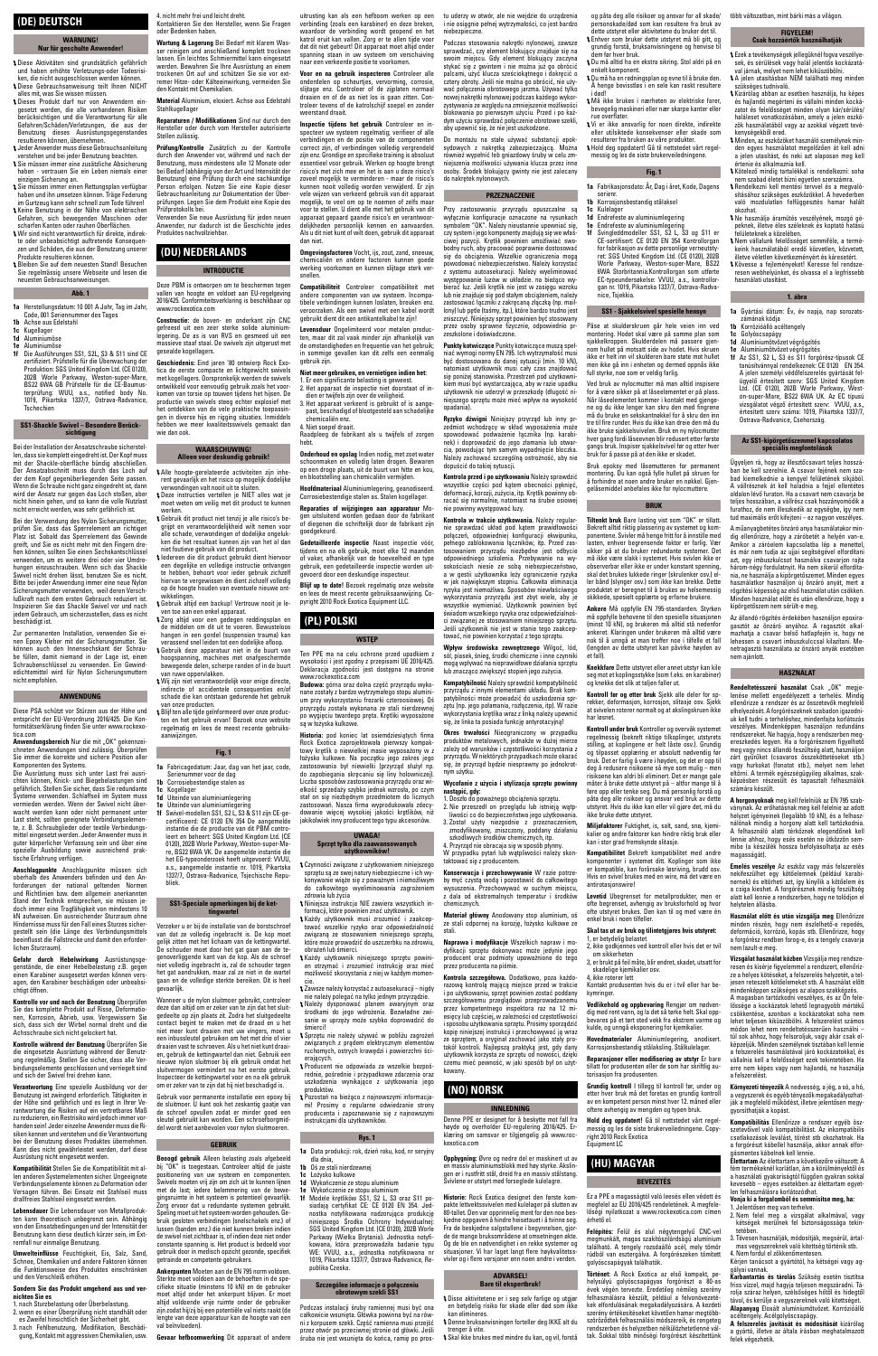# (DE) DEUTSCH

**WARNUNG!**
**Nur für geschulte Anwender!**

- Diese Aktivitäten sind grundsätzlich gefährlich und haben erhöhte Verletzungs- oder Todesrisiken, die nicht ausgeschlossen werden können.
- Diese Gebrauchsanweisung teilt Ihnen NICHT alles mit, was Sie wissen müssen.
- Dieses Produkt darf nur von Anwendern eingesetzt werden, die alle vorhandenen Risiken berücksichtigen und die Verantwortung für alle Gefahren/Schäden/Verletzungen, die aus der Benutzung dieses Ausrüstungsgegenstandes resultieren können, übernehmen.
- Jeder Anwender muss diese Gebrauchsanleitung verstehen und bei jeder Benutzung beachten.
- Sie müssen immer eine zusätzliche Absicherung haben - vertrauen Sie ein Leben niemals einer einzigen Sicherung an.
- Sie müssen immer einen Rettungsplan verfügbar haben und ihn umsetzen können. Träge Federung im Gurtzeug kann sehr schnell zum Tode führen!
- Keine Benutzung in der Nähe von elektrischen Gefahren, sich bewegenden Maschinen oder scharfen Kanten oder rauhen Oberflächen.
- Wir sind nicht verantwortlich für direkte, indirekte oder unbeabsichtigt auftretende Konsequenzen und Schäden, die aus der Benutzung unserer Produkte resultieren können.
- Bleiben Sie auf dem neuesten Stand! Besuchen Sie regelmässig unsere Webseite und lesen die neuesten Gebrauchsanweisungen.

**Abb. 1**

**1a** Herstellungsdatum: 10 001 A Jahr, Tag im Jahr, Code, 001 Seriennummer des Tages
**1b** Achse aus Edelstahl
**1c** Kugellager
**1d** Aluminiumrolle
**1e** Aluminiumrolle
**1f** Die Ausführungen SS1, S2L, S3 & S11 sind CE zertifiziert. Prüfstelle für die Überwachung der Produktion: SGS United Kingdom Ltd. (CE 0120), 202B Worle Parkway, Weston-super-Mare, BS22 6WA GB Prüfstelle für die CE-Baumusterprüfung: VVUU, a.s., notified body No. 1019, Pikartska 1337/7, Ostrava-Radvanice, Tschechien

**SS1-Shackle Swivel – Besondere Berücksichtigung**

Bei der Installation der Ansatzschraube sicherstellen, dass sie komplett eingedreht ist. Der Kopf muss mit der Shackle-oberfläche bündig abschließen. Der Ansatzschäkbolt muss durch das Loch auf der dem Kopf gegenüberliegenden Seite passen. Wenn die Schraube nicht ganz eingedreht ist, dann wird der Ansatz nur gegen das Loch stoßen, aber nicht hinein gehen, und so kann die volle Festigkeit nicht erreicht werden, was sehr gefährlich ist.

Bei der Verwendung des Nylon Sicherungsmutter, prüfen Sie, dass das Sperrelement am richtigen Platz ist. Sobald das Sperrelement das Gewinde greift, und Sie es nicht mehr mit den Fingern drehen können, sollten Sie einen Sechskantschlüssel verwenden, um es weitere drei oder vier Umdrehungen einzuschrauben. Wenn sich das Shackle Swivel nicht drehen lässt, benutzen Sie es nicht. Bitte bei jeder Anwendung immer eine neue Nylon Sicherungsmutter verwenden, weil deren Verschlußkraft nach dem ersten Gebrauch reduziert ist. Inspizieren Sie das Shackle Swivel vor und nach jedem Gebrauch, um sicherzustellen, dass es nicht beschädigt ist.

Zur permanenten Installation, verwenden Sie einen Epoxy Kleber mit der Sicherungsmutter. Sie können auch den Innensechskant der Schraube füllen, damit niemand in der Lage ist, einen Schraubenschlüssel zu verwenden. Ein Gewindedichtmittel wird für Nylon Sicherungsmuttern nicht empfohlen.

## ANWENDUNG

Diese PSA schützt vor Stürzen aus der Höhe und entspricht der EU-Verordnung 2016/425. Die Konformitätserklärung finden Sie unter www.rockexotica.com

**Anwendungsbereich** Nur der mit „OK" gekennzeichneten Anwendungen sind zulässig. Überprüfen Sie immer die korrekte und sichere Position aller Komponenten des Systems.

Die Ausrüstung muss nur unter Last frei ausrichten können. Knick- und Biegebelastungen sind gefährlich. Stellen Sie sicher, dass Sie redundante Systeme verwenden. Schlaffseil im System muss vermieden werden. Wenn der Swivel nicht überwacht werden kann oder nicht permanent unter Last steht, sollten geeignete Verbindungselemente, z. B. Schraubglieder oder textile Verbindungsmittel eingesetzt werden. Jeder Anwender muss in guter körperlicher Verfassung sein und über eine spezielle Ausbildung sowie ausreichend praktische Erfahrung verfügen.

**Anschlagpunkte** Anschlagpunkte müssen sich oberhalb des Anwenders befinden und den Anforderungen der national geltenden Normen und Richtlinien bzw. dem allgemein anerkannten Stand der Technik entsprechen, sie müssen jedoch immer eine Tragfähigkeit von mindestens 10 kN aufweisen. Ein ausreichender Sturzraum ohne Hindernisse muss für den Fall eines Sturzes sichergestellt sein (die Länge des Verbindungsmittels beeinflusst die Fallstrecke und damit den erforderlichen Sturzraum).

**Gefahr durch Hebelwirkung** Ausrüstungsgegenstände, die einer Hebelbelastung z.B. gegen einen Karabiner ausgesetzt werden können versagen, den Karabiner beschädigen oder unbeabsichtigt öffnen.

**Kontrolle vor und nach der Benutzung** Überprüfen Sie das komplette Produkt auf Risse, Deformationen, Korrosion, Abrieb, usw. Vergewissern Sie sich, dass sich der Wirbel normal dreht und die Achsschraube sich nicht gelockert hat.

**Kontrolle während der Benutzung** Überprüfen Sie die eingesetzte Ausrüstung während der Benutzung regelmäßig. Stellen Sie sicher, dass alle Verbindungselemente geschlossen und verriegelt sind und sich der Swivel frei drehen kann.

**Verantwortung** Eine spezielle Ausbildung vor der Benutzung ist unbedingt erforderlich. Tätigkeiten in der Höhe sind gefährlich und es liegt in Ihrer Verantwortung die Risiken auf ein akzeptables Niveau zu reduzieren, ein Restrisiko wird jedoch immer vorhanden sein! Andere Personen müssen über die Risiken kennen und verstehen und die Verantwortung bei der Benutzung dieses Produktes übernehmen. Kann dies nicht gewährleistet werden, darf diese Ausrüstung nicht eingesetzt werden.

**Kompatibilität** Stellen Sie die Kompatibilität mit allen anderen Systemelementen sicher. Ungeeignete Verbindungselemente können zu Deformation oder Versagen führen. Bei Einsatz mit Stahlseil muss drallfreies Stahlseil eingesetzt werden.

**Lebensdauer** Die Lebensdauer von Metallprodukten kann theoretisch unbegrenzt sein. Abhängig von den Einsatzbedingungen und der Intensität der Benutzung kann diese deutlich kürzer sein, im Extremfall nur einmalige Benutzung.

**Umwelteinflüsse** Feuchtigkeit, Eis, Salz, Sand, Schnee, Chemikalien und andere Faktoren können die Funktionsweise des Produktes einschränken und den Verschleiß erhöhen.

**Sondern Sie das Produkt umgehend aus und vernichten Sie es**
1. nach Sturzbelastung oder Überbelastung.
2. wenn es einer Überprüfung nicht standhält oder es Zweifel hinsichtlich der Sicherheit gibt.
3. nach Fehlbenutzung, Modifikation, Beschädigung, Kontakt mit aggressiven Chemikalien, usw.
4. nicht mehr frei und leicht dreht.

Kontaktieren Sie den Hersteller, wenn Sie Fragen oder Bedenken haben.

**Wartung & Lagerung** Bei Bedarf mit klarem Wasser reinigen und anschließend komplett trocknen lassen. Ein leichtes Schmiermittel kann eingesetzt werden. Bewahren Sie Ihre Ausrüstung an einem trockenen Ort auf und schützen Sie sie vor extremer Hitze- oder Kälteeinwirkung, vermeiden Sie den Kontakt mit Chemikalien.

**Material** Aluminium, eloxiert. Achse aus Edelstahl Stahlkugellager

**Reparaturen / Modifikationen** Sind nur durch den Hersteller oder durch vom Hersteller autorisierte Stellen zulässig.

**Prüfung/Kontrolle** Zusätzlich zu der Kontrolle durch den Anwender vor, während und nach der Benutzung, muss mindestens alle 12 Monate oder bei Bedarf (abhängig von der Art und Intensität der Benutzung) eine Prüfung durch eine sachkundige Person erfolgen. Nutzen Sie eine Kopie dieser Gebrauchsanleitung zur Dokumentation der Überprüfungen. Legen Sie dem Produkt eine Kopie des Prüfprotokolls bei.

Verwenden Sie neue Ausrüstung für jeden neuen Anwender, nur dadurch ist die Geschichte dieses Produktes nachvollziehbar.

# (DU) NEDERLANDS

## INTRODUCTIE

Deze PBM is ontworpen om te beschermen tegen vallen van hoogte en voldoet aan EU-regelgeving 2016/425. Conformiteitsverklaring is beschikbaar op www.rockexotica.com

**Constructie:** de boven- en onderkant zijn CNC gefreesd uit een zeer sterke solide aluminium legering. De as is van RVS en gemaakt uit een massieve staaf staal. De swivels zijn uitgerust met gesealde kogellagers.

**Geschiedenis:** Eind jaren '80 ontwierp Rock Exotica de eerste compacte en lichtgewicht swivels met kogellagers. Oorspronkelijk werden de swivels ontwikkeld voor eenvoudig gebruik zoals het voorkomen van torsie op touwen tijdens het hijsen. De productie van swivels steeg echter explosief met het ontdekken van de vele praktische toepassingen in diverse hijs en rigging situaties. Inmiddels hebben we meer kwaliteitsswivels gemaakt dan wie dan ook.

**WAARSCHUWING!**
**Alleen voor deskundig gebruik!**

- Alle hoogte-gerelateerde activiteiten zijn inherent gevaarlijk en het risico op mogelijk dodelijke verwondingen valt nooit uit te sluiten.
- Deze instructies vertellen je NIET alles wat je moet weten om veilig met dit product te kunnen werken.
- Gebruik dit product niet tenzij je alle risico's begrijpt en verantwoordelijkheid wilt nemen voor alle schade, verwondingen of dodelijke ongelukken die het resultaat kunnen zijn van het al dan niet foutieve gebruik van dit product.
- Iedereen die dit product gebruikt dient hiervoor op de hoogte te zijn, gebruiksinstructies ontvangen te hebben, behoort voor ieder gebruik zichzelf hiervan te vergewissen en dient zichzelf volledig op de hoogte houden van eventuele nieuwe ontwikkelingen.
- Gebruik altijd een backup! Vertrouw nooit je leven toe aan een enkel apparaat.
- Zorg altijd voor een gedegen reddingsplan en de middelen om dit uit te voeren. Bewusteloos hangen in een gordel (suspension trauma) kan verassend snel leiden tot een dodelijke afloop.
- Gebruik deze apparatuur niet in de buurt van hoogspanning, machines met onafgeschermde bewegende delen, scherpe randen of in de buurt van ruwe oppervlakken.
- Wij zijn niet verantwoordelijk voor enige directe, indirecte or accidentele consequenties en/of schade die kan ontstaan gedurende het gebruik van onze producten.
- Blijf ten alle tijde geïnformeerd over onze producten en het gebruik ervan! Bezoek onze website regelmatig en lees de meest recente gebruiksaanwijzingen.

**Fig. 1**

**1a** Fabricagedatum: Jaar, dag van het jaar, code, Serienummer voor de dag
**1b** Corrosiebestendige stalen as
**1c** Kogellager
**1d** Uiteinde van aluminiumlegering
**1e** Uiteinde van aluminiumlegering
**1f** Swivel-modellen SS1, SC1, S3 & S11 zijn CE-gecertificeerd. CE 0120 EN 354 De aangemelde instantie die de productie van de PBM controleert is: SGS United Kingdom Ltd. (CE 0120), 202B Worle Parkway, Weston-super-Mare, BS22 6WA VK. De aangemelde instantie die het EG-typeonderzoek heeft uitgevoerd: VVUU, a.s., aangemelde instantie nr. 1019, Pikartska 1337/7, Ostrava-Radvanice, Tsjechische Republiek.

**SS1-Speciale opmerkingen bij de kettingwartel**

Verzeker u er bij de installatie van de borstschroef van dat ze volledig ingedraaid is. De kop moet gelijk zitten met het schaam van de kettingwartel. De schouder moet door het gat gaan aan de tegenoverliggende kant van de kop. Als de schroef niet volledig ingedraaid is, zal de schouder tegen het gat aanduwen, maar zal ze niet in de wartel gaan en de volledige sterkte bereiken. Dit is heel gevaarlijk.

Wanneer u de nylon sluitmoer gebruikt, controleer deze dan altijd om er zeker van te zijn dat het sluitgedeelte op zijn plaats zit. Zodra het sluitgedeelte contact begint te maken met de draad en u het niet meer kunt draaien met uw vingers, moet u een zeskantsleutel gebruiken om het met drie of vier draaien vast te schroeven. Als u het niet kunt draaien, gebruik de kettingwartel dan niet. Gebruik een nieuwe nylon sluitmoer bij elk gebruik omdat het sluitvermogen vermindert na het eerste gebruik. Inspecteer de kettingwartel voor en na elk gebruik om er zeker van te zijn dat hij niet beschadigd is.

Gebruik voor permanente installatie een epoxy bij de sluitmoer. U kunt ook het zeskantig gaatje van de schroef opvullen zodat er minder goed een sleutel gebruikt kan worden. Een schroefborgmiddel wordt niet aanbevolen voor nylon sluitmoeren.

## GEBRUIK

**Beoogd gebruik** Alleen belasting zoals afgebeeld bij "OK" is toegestaan. Controleer altijd de juiste positionering van uw systeem en componenten. Swivels moeten vrij zijn om zich uit te kunnen lijnen met de last; iedere belemmering van de beweging resulteert in het systeem is potentieel gevaarlijk. Zorg ervoor dat u redundante systemen gebruikt. Speling moet uit het systeem worden gehouden. Gebruik gesloten verbindingen (snelschakels enz.) of lussen (banden enz.) die niet kunnen breken indien de swivel niet zichtbaar is, of indien deze niet onder constante spanning is. Het product is bedoeld voor gebruik door in medisch opzicht gezonde, specifiek getrainde en competente gebruikers.

**Ankerpunten** Moeten aan de EN 795 norm voldoen. Sterkte moet voldoen aan de behoeften in de specifieke situatie (minstens 10 kN) en de gebruiker moet altijd onder het ankerpunt blijven. Er moet altijd voldoende vrije ruimte onder de gebruiker zijn zodat hij/zij bij een potentiële val niets raakt (de lengte van deze apparatuur kan de hoogte van een val beïnvloeden).

**Gevaar hefboomwerking** Dit apparaat of andere uitrusting kan als een hefboom werken op een verbinding (zoals een karabiner) en deze breken, waardoor de verbinding wordt geopend en het karbol eruit kan vallen. Zorg er te allen tijde voor dat dit niet gebeurt! Dit apparaat moet altijd onder spanning staan in uw systeem om verschuiving naar een verkeerde positie te voorkomen.

**Voor en na gebruik inspecteren** Controleer alle onderdelen op scheurtjes, vervorming, corrosie, slijtage enz. Controleer of de zijplaten normaal draaien en of de as niet los is gaan zitten. Controleer tevens of de karabolschijf soepel en zonder weerstand draait.

**Inspectie tijdens het gebruik** Controleer en inspecteer uw systeem regelmatig, verifieer of alle verbindingen en de positie van de componenten correct zijn, of verbindingen volledig vergrendeld zijn enz. Grondige en specifieke training is absoluut essentieel voor gebruik. Werken op hoogte brengt risico's met zich mee en het is aan u deze risico's zoveel mogelijk te verminderen – maar de risico's kunnen nooit volledig worden verwijderd. Er zijn vele wijzen van verkeerd gebruik van dit apparaat mogelijk, te veel om op te noemen of zelfs om voor te stellen. U dient alle met het gebruik van dit apparaat gepaard gaande risico's en verantwoordelijkheden persoonlijk kennen en aanvaarden. Als u dit niet kunt of wilt doen, gebruik dit apparaat dan niet.

**Omgevingsfactoren** Vocht, ijs, zout, zand, sneeuw, chemicaliën en andere factoren kunnen goede werking voorkomen en kunnen slijtage sterk versnellen.

**Compatibiliteit** Controleer compatibiliteit met andere componenten van uw systeem. Incompatibele verbindingen kunnen losraken, breken en/of vervormen. Als een swivel met een kabel wordt gebruikt dient dit een antikantelkabel te zijn!

**Levensduur** Ongelimiteerd voor metalen producten, maar dit zal vaak minder zijn afhankelijk van de omstandigheden en frequentie van het gebruik; in sommige gevallen kan dit zelfs een eenmalig gebruik zijn.

**Niet meer gebruiken, en vernietigen indien het:**
1. Er een significante belasting is geweest.
2. Het apparaat de inspectie niet doorstaat of indien er twijfels zijn over de veiligheid.
3. Het apparaat verkeerd is gebruikt of is aangepast, beschadigd of blootgesteld aan schadelijke chemicaliën enz.
4. Niet soepel draait.

Raadpleeg de fabrikant als u twijfels of zorgen hebt.

**Onderhoud en opslag** Indien nodig, met zoet water schoonmaken en volledig laten drogen. Bewaren op een droge plaats, uit de buurt van hitte en kou, en blootstelling aan chemicaliën vermijden.

**Hoofdmateriaal** Aluminiumlegering, geanodiseerd. Corrosiebestendige stalen as. Stalen kogellager.

**Reparaties of wijzigingen aan apparatuur** Moeten uitsluitend worden gedaan door de fabrikant of diegenen die schriftelijk door de fabrikant zijn goedgekeurd.

**Gedetailleerde inspectie** Naast inspectie vóór, tijdens en na elk gebruik, moet elke 12 maanden of vaker, afhankelijk van de hoeveelheid en type gebruik, een gedetailleerde inspectie worden uitgevoerd door een deskundige inspecteur.

**Blijf up to date!** Bezoek regelmatig onze website en lees de meest recente gebruiksaanwijzing. Copyright 2010 Rock Exotica Equipment LLC.

# (PL) POLSKI

## WSTĘP

Ten PPE ma na celu ochronę przed upadkiem z wysokości i jest zgodny z przepisami UE 2016/425. Deklaracja zgodności jest dostępna na stronie www.rockexotica.com

**Budowa:** górna oraz dolna część przyrządu wykonane zostały z bardzo wytrzymałego stopu aluminium przy wykorzystaniu frezarki czteroosiowej. Oś przyrządu została wykonana ze stali nierdzewnej po wyjściu twardego pręta. Krętliki wyposażone są w łożyska kulkowe.

**Historia:** pod koniec lat osiemdziesiątych firma Rock Exotica zaprojektowała pierwszy kompaktowy krętlik o niewielkiej masie wyposażony w łożysko kulkowe. Na początku jego zakres zastosowania był niewielki (przyrząd służył np. do zapobiegania skręcaniu się liny holowniczej). Liczba sposobów zastosowania przyrządu szybko jednak wzrosła, co uczyniło z niego niezbędny przedmiot do licznych zastosowań. Nasza firma wyprodukowała obecnie więcej krętlików niż jakikolwiek inny producent tego typu akcesoriów.

**UWAGA!**
**Sprzęt tylko dla zaawansowanych użytkowników!**

- Czynności związane z użytkowaniem niniejszego sprzętu są ze swej natury niebezpieczne i ich wykonywanie wiąże się z poważnym i niemożliwym do całkowitego wyeliminowania zagrożeniem zdrowia lub życia.
- Niniejsza instrukcja NIE zawiera wszystkich informacji, które powinien znać użytkownik.
- Każdy użytkownik musi zrozumieć i zaakceptować wszelkie ryzyka oraz odpowiedzialność związane ze stosowaniem niniejszego sprzętu, które może prowadzić do uszczerbku na zdrowiu, obrażeń lub śmierci.
- Każdy użytkownik niniejszego sprzętu powinien otrzymać i zrozumieć instrukcję oraz mieć możliwość skorzystania z niej w każdym momencie.
- Zawsze należy korzystać z autoasekuracji – nigdy nie należy polegać na tylko jednym przyrządzie.
- Należy dysponować planem awaryjnym oraz środkami do jego wdrożenia. Bezwładne zawisanie w uprzęży może szybko doprowadzić do śmierci!
- Sprzętu nie należy używać w pobliżu zagrożeń związanych z prądem elektrycznym elementów ruchomych, ostrych krawędzi i powierzchni szorstkich.
- Producent nie odpowiada za wszelkie bezpośrednie, pośrednie i przypadkowe obrażenia oraz uszkodzenia wynikające z użytkowania jego produktów.
- Prosimy o bieżące zapoznawanie się z najnowszymi informacjami! Prosimy o regularne odwiedzanie strony producenta i zapoznawanie się z najnowszymi wersjami tej instrukcji.

**Rys. 1**

**1a** Data produkcji: rok, dzień roku, kod, nr seryjny dla dnia,
**1b** Oś ze stali nierdzewnej
**1c** Łożysko kulkowe
**1d** Wykończenie ze stopu aluminium
**1e** Wykończenie ze stopu aluminium
**1f** Modele krętlików SS1, S2 L, S3 oraz S11 posiadają certyfikat CE. CE 0120 EN 354. Jednostka notyfikowana nadzorująca produkcję niniejszego Środka Ochrony Indywidualnej: SGS United Kingdom Ltd. (CE 0120), 202B Worle Parkway (Wielka Brytania). Jednostka notyfikowana, która przeprowadziła badanie typu WE: VVUU, a.s., jednostka notyfikowana nr 1019, Pikartska 1337/7, Ostrava-Radvanice, Republika Czeska.

**Szczególne informacje o połączeniu obrotowym szekli SS1**

Podczas instalacji śruby ramiennej musi być ona całkowicie wkręcona. Główka powinna być na równi z korpusem szekli. Część ramienna musi przejść przez otwór po przeciwnej stronie od główki. Jeśli śruba nie jest wkręcona do końca, ramię po prostu uderzy w otwór, ale nie wejdzie do urządzenia i nie osiągnie pełnej wytrzymałości, co jest bardzo niebezpieczne.

Podczas stosowania nakrętki nylonowej, zawsze sprawdzać, czy element blokujący znajduje się na swoim miejscu. Gdy element blokujący zacznie stykać się z gwintem i nie można już go obrócić palcami, użyć klucza sześciokątnego i dokręcić o cztery obroty. Jeśli nie można go obrócić, nie używać połączenia obrotowego jarzma. Używaj tylko nowej nakrętki nylonowej przy każdym użyciu, ponieważ jej zdolność blokowania spada po pierwszym użyciu. Przed i po każdym użyciu sprawdzać połączenie obrotowe szekli, aby upewnić się, że nie jest uszkodzone.

Do montażu na stałe używać substancji epoksydowych z nakrętką zabezpieczającą. Można również wypełnić łeb gniazdowy śruby w celu zmniejszenia możliwości używania klucza przez inne osoby. Środek blokujący gwinty nie jest zalecany do nakrętek nylonowych.

## PRZEZNACZENIE

Przy zastosowaniu przyrządu dopuszczalne są wyłącznie konfiguracje oznaczone na rysunkach symbolem "OK". Należy nieustannie upewniać się, czy system i jego komponenty znajdują się we właściwej pozycji. Krętlik powinien umożliwiać swobodny ruch, aby prawidłowo dostosować się do obciążenia. Wszelkie ograniczenia mogą powodować niebezpieczeństwo. Należy korzystać z systemu autoasekuracji. Należy wyeliminować występowanie luzów w układzie, na bieżąco wybierać luz. Jeśli krętlik nie jest w zasięgu wzroku lub nie znajduje się pod stałym obciążeniem, należy zastosować łączniki z zakręcaną nakrętką (np. maillony) lub pętle (taśmy, itp.), które trudno jest zniszczyć. Niniejszy sprzęt powinien być używany przez osoby sprawne fizycznie, odpowiednio przeszkolone i doświadczone.

**Punkty kotwiczące** Punkty kotwiczące muszą spełniać wymogi normy EN 795. Ich wytrzymałość musi być dostosowana do danej sytuacji (min. 10 kN), natomiast użytkownik musi cały czas znajdować się poniżej stanowiska. Przestrzeń pod użytkownikiem musi być wolna od przeszkód (długość niniejszego sprzętu może mieć wpływ na wysokość spadania).

**Ryzyko dźwigni** Niniejszy przyrząd lub inny przedmiot wchodzący w skład wyposażenia może spowodować podważenie łącznika (np. karabinek) i doprowadzić do jego złamania lub otwarcia, powodując tym samym wypadnięcie bloczka. Należy zachować szczególną ostrożność, aby nie dopuścić do takiej sytuacji.

**Kontrola przed i po użytkowaniu** Należy sprawdzić wszystkie części pod kątem pęknięć, deformacji, korozji, zużycia, itp. Krętlik powinny obracać się normalnie, natomiast na śrubie osiowej nie powinny występować luzy.

**Kontrola w trakcie użytkowania.** Należy regularnie sprawdzać układ pod kątem prawidłowości połączeń, odpowiedniej konfiguracji ekwipunku, pełnego zablokowania łączników, itp. Przed rozpoczęciem stosowania przyrządu niezbędne jest odbycie odpowiedniego szkolenia. Przebywanie na wysokościach niesie ze sobą niebezpieczeństwo, a w gestii użytkownika leży ograniczenie ryzyka w jak największym stopniu. Całkowita eliminacja ryzyka jest niemożliwa. Sposobów niewłaściwego wykorzystania przyrządu jest zbyt wiele, aby je wszystkie wymieniać. Użytkownik powinien być świadom wszelkiego ryzyka oraz odpowiedzialności związanej ze stosowaniem niniejszego sprzętu. Jeśli użytkownik nie jest w stanie tego zaakceptować, nie powinien korzystać z tego sprzętu.

**Wpływ środowiska zewnętrznego** Wilgoć, lód, sól, piasek, śnieg, środki chemiczne i inne czynniki mogą wpływać na nieprawidłowe działania sprzętu lub znacząco zwiększyć stopień jego zużycia.

**Kompatybilność** Należy sprawdzić kompatybilność przyrządu z innymi elementami układu. Brak kompatybilności może prowadzić do uszkodzenia sprzętu (np. jego pęknięcia, rozłączenia, itd). W razie wykorzystania krętlika wraz z linką należy upewnić się, że linka ta posiada funkcję antyskręcającą!

**Okres trwałości** Nieograniczony w przypadku produktów metalowych, jednakże w dużej mierze zależy od warunków i częstotliwości korzystania z przyrządu. W niektórych przypadkach może się zdarzyć, że będzie nieprzydatny po jednokrotnym użyciu.

**Wycofanie z użycia i utylizacja sprzętu powinny nastąpić, gdy:**
1. Doszło do poważnego obciążenia sprzętu.
2. Nie przeszedł on przeglądu lub istnieją wątpliwości co do bezpieczeństwa jego użytkowania.
3. Został użyty niezgodnie z przeznaczeniem, zmodyfikowany, zniszczony, poddany działaniu szkodliwych środków chemicznych, itp.
4. Przyrząd nie obraca się w sposób płynny.

W przypadku pytań lub wątpliwości należy skontaktować się z producentem.

**Konserwacja i przechowywanie** W razie potrzeby myć czystą wodą i pozostawić do całkowitego wyschnięcia. Przechowywać w suchym miejscu, z dala od ekstremalnych temperatur i środków chemicznych.

**Materiał główny** Anodowany stop aluminium, oś ze stali odpornej na korozję, łożysko kulkowe ze stali.

**Naprawa i modyfikacje** Wszelkich napraw i modyfikacji sprzętu dokonywać może jedynie jego producent oraz podmioty upoważnione do tego przez producenta na piśmie.

**Kontrola szczegółowa.** Dodatkowo, poza każdorazową kontrolą mającą miejsce przed, w trakcie i po użytkowaniu, sprzęt powinien zostać poddany szczegółowemu przeglądowi przeprowadzanemu przez kompetentnego inspektora raz na 12 miesięcy lub częściej, w zależności od częstotliwości używania/sposobu użytkowania sprzętu. Prosimy sporządzić kopie niniejszej instrukcji i przechowywać ją wraz ze sprzętem, a oryginał zachować jako stały protokół kontroli. Najlepszą praktyką jest, gdy dany użytkownik korzysta ze sprzętu od nowości, dzięki czemu ma pewność, w jaki sposób był on użytkowany.

# (NO) NORSK

## INNLEDNING

Denne PPE er designet for å beskytte mot fall fra høyde og overholder EU-regulering 2016/425. Erklæring om samsvar er tilgjengelig på www.rockexotica.com

**Oppbygning:** Øvre og nedre del er maskinert ut av en massiv aluminiumsblokk med høy styrke. Akslingen er i rustfritt stål, dreid fra en massiv stålstang. Svivlene er utstyrt med forseglede kulelagre.

**Historie:** Rock Exotica designet den første kompakte lettvektssvivelen med kulelager på slutten av 80-tallet. Den var opprinnelig ment for den noe beskjedne oppgaven å hindre tvinning av tau under heising. Fra da av ble de mange bruksområdene til svivelen raskt oppdaget innen rigging og heising. Vi har laget flere høykvalitetssvivler enn noen annen produsent.

**ADVARSEL!**
**Bare til ekspertbruk!**

- Disse aktivitetene er i seg selv farlige og utgjør en betydelig risiko for skade eller død som ikke kan elimineres.
- Denne bruksanvisningen forteller deg IKKE alt du trenger å vite.
- Skal ikke brukes med mindre du kan, og vil, forstå og påta deg alle risikoer og ansvar for all skade/personskade/død som kan resultere fra bruk av dette utstyret eller aktivitetene du bruker det til.
- Enhver som bruker dette utstyret må bli gitt, og grundig forstå, bruksanvisningene og trenere til dem for hver bruk.
- Du må alltid ha en ekstra sikring. Stol aldri på en enkelt komponent.
- Du må ha en redningsplan og evne til å bruke den. Å henge bevisstløs i en sele kan raskt resultere i død!
- Må ikke brukes i nærheten av elektriske farer, bevegelig maskineri eller nær skarpe kanter eller rue overflater.
- Vi er ikke ansvarlig for noen direkte, indirekte eller utilsiktede konsekvenser eller skade som resulterer fra bruken av våre produkter.
- Hold deg oppdatert! Gå til nettstedet vårt regelmessig og les de siste brukerveiledningene.

**Fig. 1**

**1a** Fabrikasjonsdato: År, Dag i året, Kode, Dagens serienr.
**1b** Korrosjonsbestandig stålaksel
**1c** Kulelager
**1d** Endestykke av aluminiumlegering
**1e** Endestykke av aluminiumlegering
**1f** Svingleddmodeller SS1, S2 L, S3 og S11 er CE-sertifisert: CE 0120 EN 354 Kontrollorgan for fabrikasjon av dette personlige verneutstyret: SGS United Kingdom Ltd. (CE 0120), 202B Worle Parkway, Weston-super-Mare, BS22 8WA Storbritannia.Kontrollorgan som utførte EC-typeundersøkelse: VVUU, a.s., kontrollorgan nr. 1019, Pikartska 1337/7, Ostrava-Radvanice, Tsjekkia.

**SS1 - Sjakkelsvivel spesielle hensyn**

Påse at skulderskruen går hele veien inn ved montering. Hodet skal være på samme plan som sjakkeloppen. Skulderdelen må passere gjennom hullet på motsatt side av hodet. Hvis skruen ikke er helt inn vil skulderen bare støte mot hullet men ikke gå inn i enheten og dermed oppnås ikke full styrke, noe som er veldig farlig.

Ved bruk av nylonmutter må man alltid inspisere for å være sikker på at låseelementet er på plass. Når låseelementet kommer i kontakt med gjengene og du ikke lenger kan skru den med fingrene må du bruke en sekskantnøkkel for å skru den inn tre til fire runder. Hvis du ikke kan dreie den må du ikke bruke sjakkelsvivelen. Bruk en ny nylonmutter hver gang fordi låseevnen blir redusert etter første gangs bruk. Inspiser sjakkelsvivelen før og etter hver bruk for å passe på at den ikke er skadet.

Bruk epoksy med låsemutteren for permanent montering. Du kan også fylle hullet på skruen for å forhindre at noen andre bruker en nøkkel. Gjengelåsemiddel anbefales ikke for nylonmuttere.

## BRUK

**Tiltenkt bruk** Bare lasting vist som "OK" er tillatt. Bekreft alltid riktig plassering av systemet og komponentene. Svivler må henge fritt for å innstille med lasten, enhver begrensende faktor er farlig. Vær sikker på at du bruker redundante systemer. Det må ikke være slakk i systemet. Hvis svivlen ikke er observerbar eller ikke er under konstant spenning, skal det brukes lukkede ringer (skrulenker osv.) eller lukket bånd (osv.) som ikke kan brekke. Dette produktet er beregnet til å brukes av helsemessig skikkede, spesielt opplærte og erfarne brukere.

**Ankere** Må oppfylle EN 795-standarden. Styrken må oppfylle behovene til den spesielle situasjonen (minst 10 kN), og brukeren må alltid stå nedenfor ankeret. Klaringen under brukeren må alltid være nok til å unngå at man treffer noe i tilfelle et fall (lengden av dette utstyret kan påvirke høyden av et fall).

**Knekkfare** Dette utstyret eller annet utstyr kan kile seg mot et koplingsstykke (som f.eks. en karabiner) og knekke det slik at falen faller ut.

**Kontroll før og etter bruk** Sjekk alle deler for sprekker, deformasjon, korrosjon, slitasje osv. Sjekk at svivelen roterer normalt og at akslingsskruen ikke har løsnet.

**Kontroll under bruk** Kontroller og overvåk systemet regelmessig (bekreft riktige tilkoplinger, utstyrets stilling, at koplinger er helt låste osv.). Grundig og tilpasset opplæring er absolutt nødvendig før bruk. Det er farlig å være i høyden, og det er opp til deg å redusere risikoene så mye som mulig – men risikoene kan aldri bli eliminert. Det er mange gale måter å bruke dette utstyret på – altfor mange til å føre opp eller tenke seg. Du må personlig forstå og påta deg alle risikoer og ansvar ved bruk av dette utstyret. Hvis du ikke kan eller vil gjøre det, må du ikke bruke dette utstyret.

**Miljøfaktorer** Fuktighet, is, salt, sand, snø, kjemikalier og andre faktorer kan hindre riktig bruk eller kan i stor grad fremskynde slitasje.

**Kompatibilitet** Bekreft kompatibilitet med andre komponenter i systemet ditt. Koplinger som ikke er kompatible, kan forårsake løsning, brudd osv. Hvis en svivel brukes med en wire, må det være en antitorsjonswire!

**Levetid** Ubegrenset for metallprodukter, men er ofte begrenset, avhengig av bruksforhold og hvor ofte utstyret brukes. Den kan til og med være én enkel bruk i noen tilfeller.

**Skal tas ut av bruk og tilintetgjøres hvis utstyret:**
1. er betydelig belastet
2. ikke godkjennes ved kontroll eller hvis det er tvil om sikkerheten
3. er brukt på feil måte, blir endret, skadet, utsatt for skadelige kjemikalier osv.
4. ikke roterer fritt

Kontakt produsenten hvis du er i tvil eller har bekymringer.

**Vedlikehold og oppbevaring** Rengjør om nødvendig med rent vann, og la det så tørke helt. Skal oppbevares på et tørt sted vekk fra ekstrem varme og kulde, og unngå eksponering for kjemikalier.

**Hovedmateriale** Aluminiumlegering, anodisert. Korrosjonsbestandig stålaksling. Stålkulelager.

**Reparasjoner eller modifisering av utstyr** Er bare tillatt for produsenten eller de som har skriftlig autorisasjon fra produsenten.

**Grundig kontroll** I tillegg til kontroll før, under og etter hver bruk må det foretas en grundig kontroll av en kompetent person minst hver 12. måned eller oftere avhengig av mengden og typen bruk.

**Hold deg oppdatert!** Gå til nettstedet vårt regelmessig og les de siste brukerveiledningene. Copyright 2010 Rock Exotica Equipment LLC

# (HU) MAGYAR

## BEVEZETÉS

Ez a PPE a magasságból való leesés ellen védett és megfelel az EU 2016/425 rendeletének. A megfelelőségi nyilatkozat a www.rockexotica.com címen érhető el.

**Felépítés:** Felül és alul nagyteljesítményű CNC-vel megmunkált, magas szakítószilárdságú alumínium található. A tengely rozsdaálló acél, mely tömör rúdból van esztergálva. A forgórészeken tömített golyóscsapágyak találhatók.

**Történet:** A Rock Exotica az első kompakt, pehelysúlyú golyóscsapágyas forgórészt a 80-as évek végén tervezte. Eredetileg szerény feladatként készült, például a felvonókötelek elfordulásának megakadályozására. A későbbiekben számos más felhasználási területen is alkalmazásra került. Több forgórészt gyártottunk, több változatban, mint bárki más a világon.

**FIGYELEM!**
**Csak hozzáértők használhatják**

- Ezek a tevékenységek jellegüknél fogva veszélyesek, és sérülések vagy halál jelentős kockázatával járnak, melyet nem lehet kiküszöbölni.
- A jelen utasításban NEM található meg minden szükséges tudnivaló.
- Kizárólag abban az esetben használja, ha képes és hajlandó megérteni és vállalni minden kockázatot és felelősséget minden olyan kár/sérülés/haláleset vonatkozásában, amely a jelen eszközök használatából vagy az azokkal végzett tevékenységekből ered.
- Minden, az eszközöket használó személynek minden egyes használatot megelőzően el kell adni a jelen utasítást, és neki azt alaposan meg kell értenie és alkalmaznia kell.
- Kötelező mindig tartalékkal is rendelkezni: soha nem szabad életet bízni egyetlen szerszámra.
- Rendelkezni kell mentési tervvel és a megvalósításhoz szükséges eszközökkel. A hevederben való mozdulatlan felfüggesztés hamar halált okozhat.
- Ne használja áramütés veszélyének, mozgó gépeknek, illetve éles széleknek és koptató hatású felületeknek a közelében.
- Nem vállalunk felelősséget semmiféle, a termékeink használatából eredő közvetlen, közvetett, illetve véletlen következményért és kárért.
- Kövesse a fejleményeket! Keresse fel rendszeresen webhelyünket, és olvassa el a legfrissebb használati utasítást.

**1. ábra**

**1a** Gyártási dátum: Év, év napja, nap sorozatszámának kódja
**1b** Korrózióálló acéltengely
**1c** Golyóscsapágy
**1d** Alumíniumötvözet végződés
**1e** Alumíniumötvözet végződés
**1f** Az SS1, S2 L, S3 és S11 forgórész-típusok CE tanúsítvánnyal rendelkeznek: CE 0120 EN 354. A jelen személyi védőfelszerelés gyártását felügyelő értesített szerv: SGS United Kingdom Ltd. (CE 0120), 202B Worle Parkway, Weston-super-Mare, BS22 8WA UK. Az EC típusvizsgálatot végző értesített szerv: VVUU, a.s., értesített szerv száma: 1019, Pikartska 1337/7, Ostrava-Radvanice, Csehország.

**Az SS1-kigörgetőszemmel kapcsolatos speciális megfontolások**

Ügyeljen rá, hogy az illesztőcsavart teljes hosszában be kell szerelnie. A csavar fejének nem szabad kiemelkednie a kengyel felületének síkjából. A vállrésznek át kell haladnia a fejjel ellentétes oldalon lévő furaton. Ha a csavart nem csavarja be teljes hosszában, a vállrész csak hozzányomódik a furathoz, de nem illeszkedik az eszközbe, így nem tud maximális erőt kifejteni – ez nagyon veszélyes.

A műanyagbetétes önzáró anya használatakor mindig ellenőrizze, hogy a záróbetét a helyén van-e. Amikor a zárelem kapcsolatba lép a menettel, és már nem tudja az ujjai segítségével elfordítani, használjon hatlapú kulcsot, és húzza meg három-négy fordulattal. Ha nem tudja elfordítani, ne használja a kigörgetőszemet. Minden használathoz új önzáró anyát használjon, mert a zárképessége az első használat után csökken. Minden használat előtt és után ellenőrizze, hogy a kigörgetőszem nem sérült-e meg.

Az állandó rögzítés érdekében használjon epoxiragasztót az önzáró anyához. A ragasztót alkalmazhatja a csavar belső hatlapfején is, hogy ne lehessen a csavart imbuszkulccsal kioldani. Menetragasztó használata az önzáró anyák esetében nem ajánlott.

## HASZNÁLAT

**Rendeltetésszerű használat** Csak „OK" megjelöléssel ellátott terhelés engedélyezett. Mindig ellenőrizze a rendszer és az összetevők megfelelő elhelyezését. A forgórészeknek szabadon igazodniuk kell tudni a terheléshez, mindenféle korlátozás veszélyes. Mindenképpen használjon redundáns rendszereket. Ne hagyja, hogy a rendszerben megereszkedés legyen. Ha a forgórész nem figyelhető meg vagy nincs állandó feszültség alatt, használjon zárt kapcsokat (csavaros összekötőelemek stb.) vagy hurkokat (fonatot stb.), melyet nem lehet eltörni. A termék egészségügyileg alkalmas, kiképzésben részesült és tapasztalt felhasználók számára készült.

**A horgonyzóknak** meg kell felelniük az EN 795 szabványnak. Az erősségüknek meg kell felelnie az adott helyzet igényeinek (legalább 10 kN), és a felhasználónak mindig a horgony alatt kell tartózkodnia. A felhasználó alatti területnek elegendőnek kell lennie ahhoz, hogy esés esetén ne ütközzön semmibe (a készülék hossza befolyásolhatja az esés magasságát).

**Emelés veszélye** Az eszköz vagy más felszerelés nekifeszülhet egy kötőelemnek (például karabinernek) és eltörheti azt, így a csiga kieshet. A forgórésznek mindig feszültség alatt kell lennie a rendszerben, hogy ne tolódjon el helytelen állásba.

**Használat előtt és után vizsgálja meg** Ellenőrizze minden részét, hogy nem észlelhető-e repedés, deformáció, korrózió, kopás stb. Ellenőrizze, hogy a forgórész rendben forog-e, és a tengely csavarja nem lazult-e meg.

**Vizsgálat használat közben** Vizsgálja meg rendszeresen és kísérje figyelemmel a rendszert, ellenőrizze a helyes kötéseket, a felszerelés helyzetét, a teljesen reteszelt kötőelemeket stb. A használat előtt mindenképpen szükséges a gondos, alapos képzés. A magasban tartózkodás veszélyes, és az Ön felelőssége a kockázatok lehető legnagyobb mértékű csökkentése, azonban a kockázatokat soha nem lehet teljesen kiküszöbölni. A felszerelést számos módon lehet nem rendeltetésszerűen használni – túl sok ahhoz, hogy felsorolni, vagy akár csak elképzelni. Minden személynek tisztában kell lennie a felszerelés használatával járó kockázatokkal, és vállalnia kell a felelősséget ezek tekintetében. Ha erre nem képes vagy nem hajlandó, ne használja a felszerelést.

**Környezeti tényezők** A nedvesség, a jég, a só, a hó, a vegyszerek és egyéb tényezők megakadályozhatják a megfelelő működést, illetve jelentősen meggyorsíthatják a kopást.

**Kompatibilitás** Ellenőrizze a rendszer egyéb összetevőivel való kompatibilitást. Az inkompatibilis csatlakozások kioldást, törést stb okozhatnak. Ha a forgórészt kábellel használja, akkor annak elfordulásmentes kábelnek kell lennie.

**Élettartam** A fém termékeknél korlátlan, ám a körülményektől és a használat gyakoriságától függően gyakran sokkal kevesebb – egyes esetekben az élettartam egyetlen felhasználásra korlátozódhat.

**Vonja ki a forgalomból és semmisítse meg, ha:**
1. Jelentősen meg van terhelve.
2. Nem felel meg a vizsgálat alkalmával, vagy kétségek merülnek fel biztonságossága tekintetében.
3. Tévesen használták, módosították, megsérült, ártalmas vegyszereknek volt kitéve stb.
4. Nem forog el zökkenőmentesen.

Kérjen tanácsot a gyártótól, ha kétségei vagy aggályai vannak.

**Karbantartás és tárolás** Szükség esetén tisztítsa friss vízzel, majd hagyja teljesen megszáradni. Tárolja száraz helyen, szélsőséges hőtől és hidegtől távol, és kerülje a vegyszereknek való kitettséget.

**Alapanyag** Eloxált alumíniumötvözet. Korrózióálló acéltengely. Acélgolyóscsapágy.

**A felszerelés javítása és módosítása** Kizárólag a gyártó, illetve az általa írásban meghatalmazott felek végezhetik.